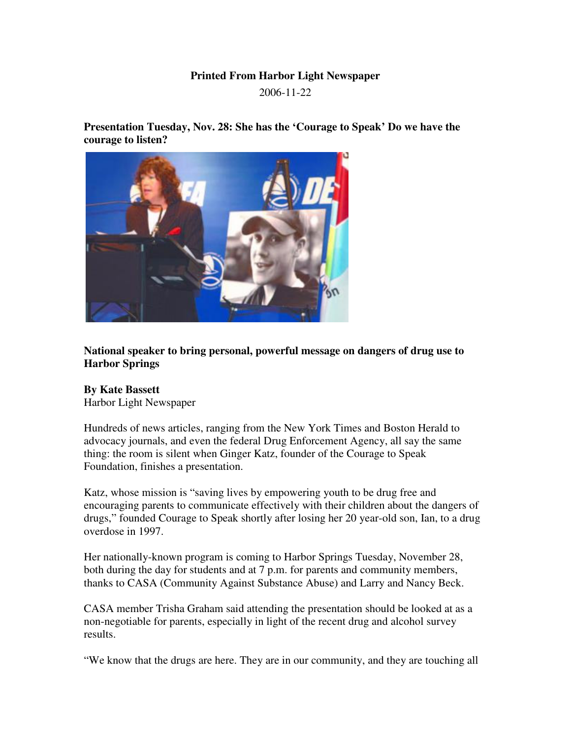**Printed From Harbor Light Newspaper**

2006-11-22

**Presentation Tuesday, Nov. 28: She has the 'Courage to Speak' Do we have the courage to listen?**

**National speaker to bring personal, powerful message on dangers of drug use to Harbor Springs**

**By Kate Bassett**
Harbor Light Newspaper

Hundreds of news articles, ranging from the New York Times and Boston Herald to advocacy journals, and even the federal Drug Enforcement Agency, all say the same thing: the room is silent when Ginger Katz, founder of the Courage to Speak Foundation, finishes a presentation.

Katz, whose mission is "saving lives by empowering youth to be drug free and encouraging parents to communicate effectively with their children about the dangers of drugs," founded Courage to Speak shortly after losing her 20 year-old son, Ian, to a drug overdose in 1997.

Her nationally-known program is coming to Harbor Springs Tuesday, November 28, both during the day for students and at 7 p.m. for parents and community members, thanks to CASA (Community Against Substance Abuse) and Larry and Nancy Beck.

CASA member Trisha Graham said attending the presentation should be looked at as a non-negotiable for parents, especially in light of the recent drug and alcohol survey results.

"We know that the drugs are here. They are in our community, and they are touching all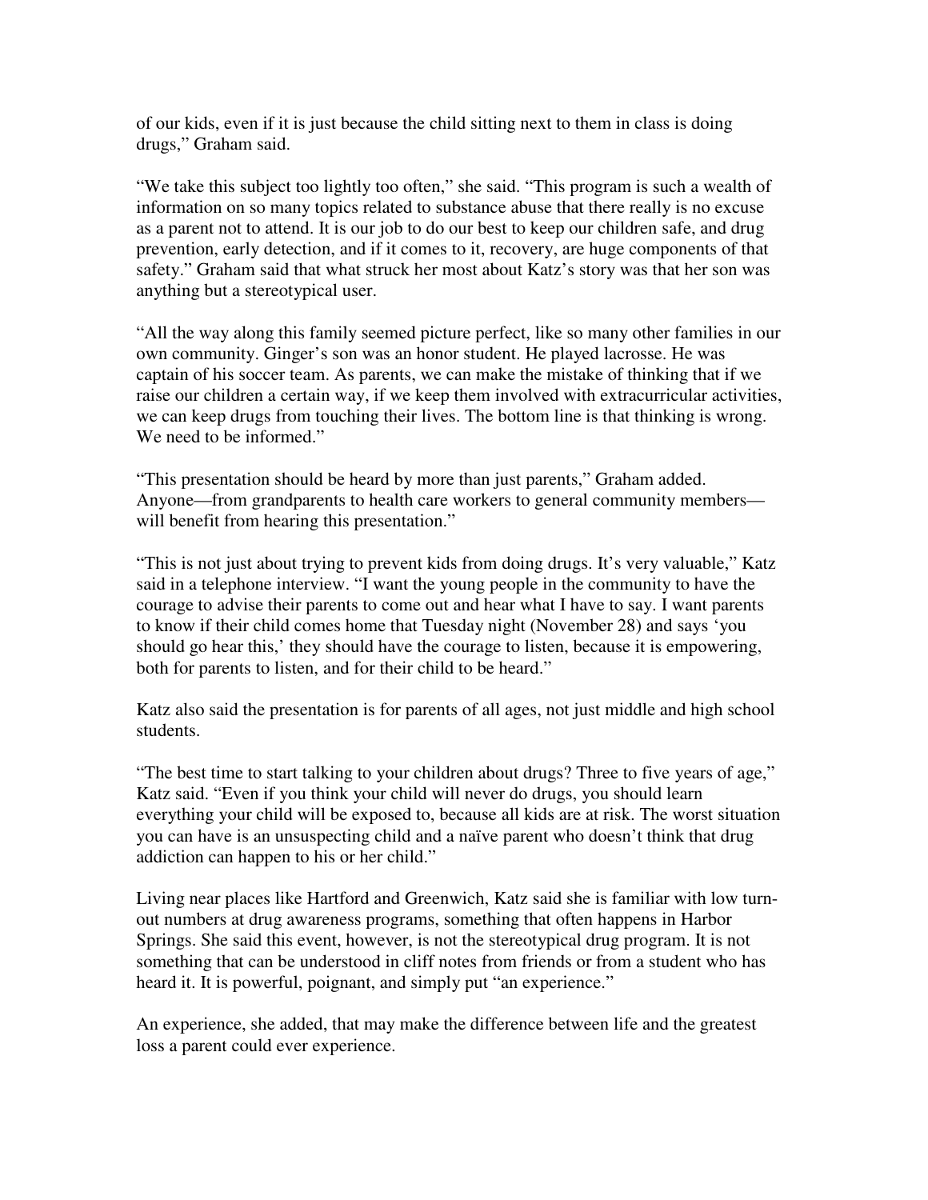of our kids, even if it is just because the child sitting next to them in class is doing drugs," Graham said.

"We take this subject too lightly too often," she said. "This program is such a wealth of information on so many topics related to substance abuse that there really is no excuse as a parent not to attend. It is our job to do our best to keep our children safe, and drug prevention, early detection, and if it comes to it, recovery, are huge components of that safety." Graham said that what struck her most about Katz's story was that her son was anything but a stereotypical user.

"All the way along this family seemed picture perfect, like so many other families in our own community. Ginger's son was an honor student. He played lacrosse. He was captain of his soccer team. As parents, we can make the mistake of thinking that if we raise our children a certain way, if we keep them involved with extracurricular activities, we can keep drugs from touching their lives. The bottom line is that thinking is wrong. We need to be informed."

"This presentation should be heard by more than just parents," Graham added. Anyone—from grandparents to health care workers to general community members—will benefit from hearing this presentation."

"This is not just about trying to prevent kids from doing drugs. It's very valuable," Katz said in a telephone interview. "I want the young people in the community to have the courage to advise their parents to come out and hear what I have to say. I want parents to know if their child comes home that Tuesday night (November 28) and says 'you should go hear this,' they should have the courage to listen, because it is empowering, both for parents to listen, and for their child to be heard."

Katz also said the presentation is for parents of all ages, not just middle and high school students.

"The best time to start talking to your children about drugs? Three to five years of age," Katz said. "Even if you think your child will never do drugs, you should learn everything your child will be exposed to, because all kids are at risk. The worst situation you can have is an unsuspecting child and a naïve parent who doesn't think that drug addiction can happen to his or her child."

Living near places like Hartford and Greenwich, Katz said she is familiar with low turn-out numbers at drug awareness programs, something that often happens in Harbor Springs. She said this event, however, is not the stereotypical drug program. It is not something that can be understood in cliff notes from friends or from a student who has heard it. It is powerful, poignant, and simply put "an experience."

An experience, she added, that may make the difference between life and the greatest loss a parent could ever experience.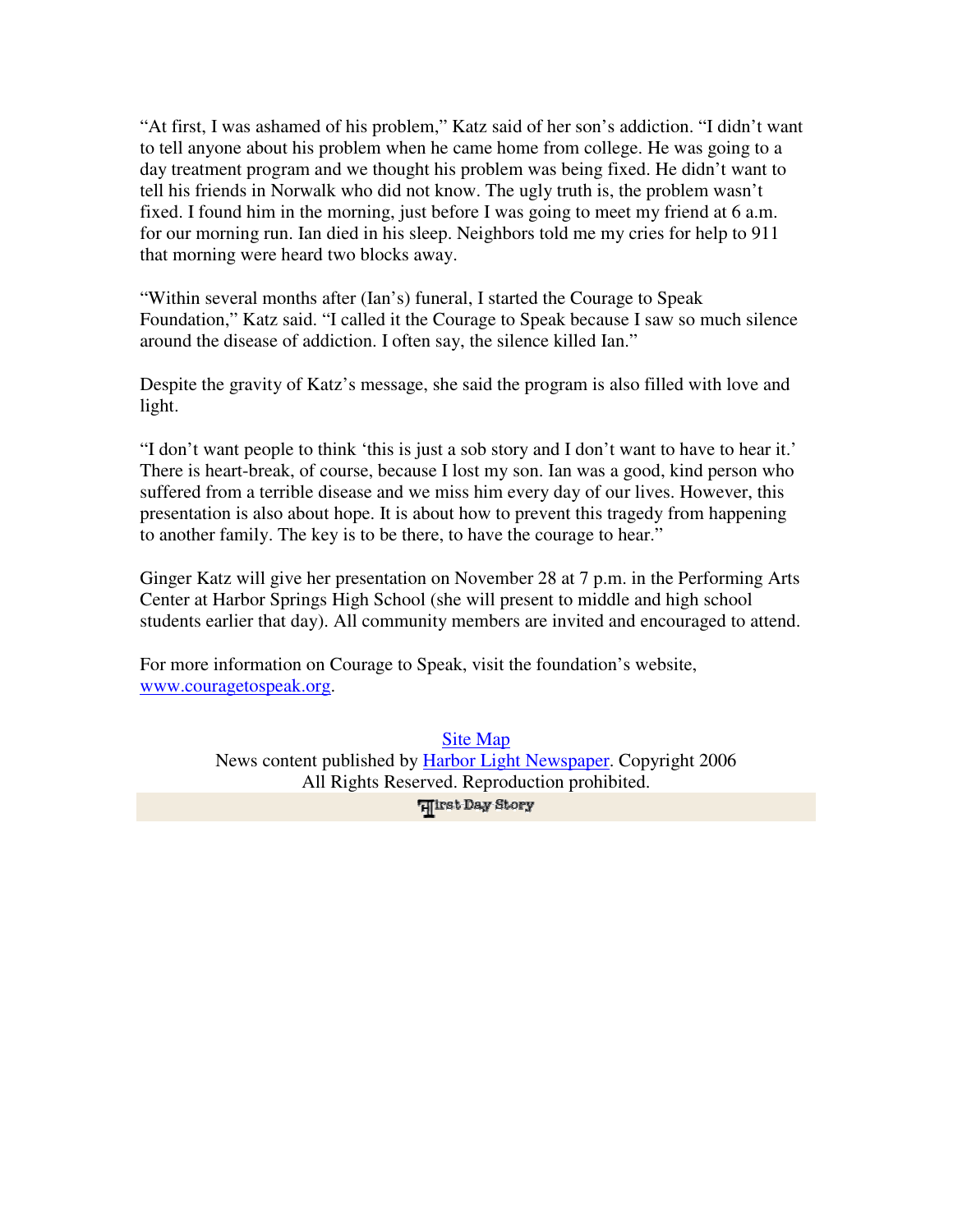“At first, I was ashamed of his problem,” Katz said of her son’s addiction. “I didn’t want to tell anyone about his problem when he came home from college. He was going to a day treatment program and we thought his problem was being fixed. He didn’t want to tell his friends in Norwalk who did not know. The ugly truth is, the problem wasn’t fixed. I found him in the morning, just before I was going to meet my friend at 6 a.m. for our morning run. Ian died in his sleep. Neighbors told me my cries for help to 911 that morning were heard two blocks away.

“Within several months after (Ian’s) funeral, I started the Courage to Speak Foundation,” Katz said. “I called it the Courage to Speak because I saw so much silence around the disease of addiction. I often say, the silence killed Ian.”

Despite the gravity of Katz’s message, she said the program is also filled with love and light.

“I don’t want people to think ‘this is just a sob story and I don’t want to have to hear it.’ There is heart-break, of course, because I lost my son. Ian was a good, kind person who suffered from a terrible disease and we miss him every day of our lives. However, this presentation is also about hope. It is about how to prevent this tragedy from happening to another family. The key is to be there, to have the courage to hear.”

Ginger Katz will give her presentation on November 28 at 7 p.m. in the Performing Arts Center at Harbor Springs High School (she will present to middle and high school students earlier that day). All community members are invited and encouraged to attend.

For more information on Courage to Speak, visit the foundation’s website, [www.couragetospeak.org](http://www.couragetospeak.org).

Site Map

News content published by Harbor Light Newspaper. Copyright 2006
All Rights Reserved. Reproduction prohibited.

First Day Story